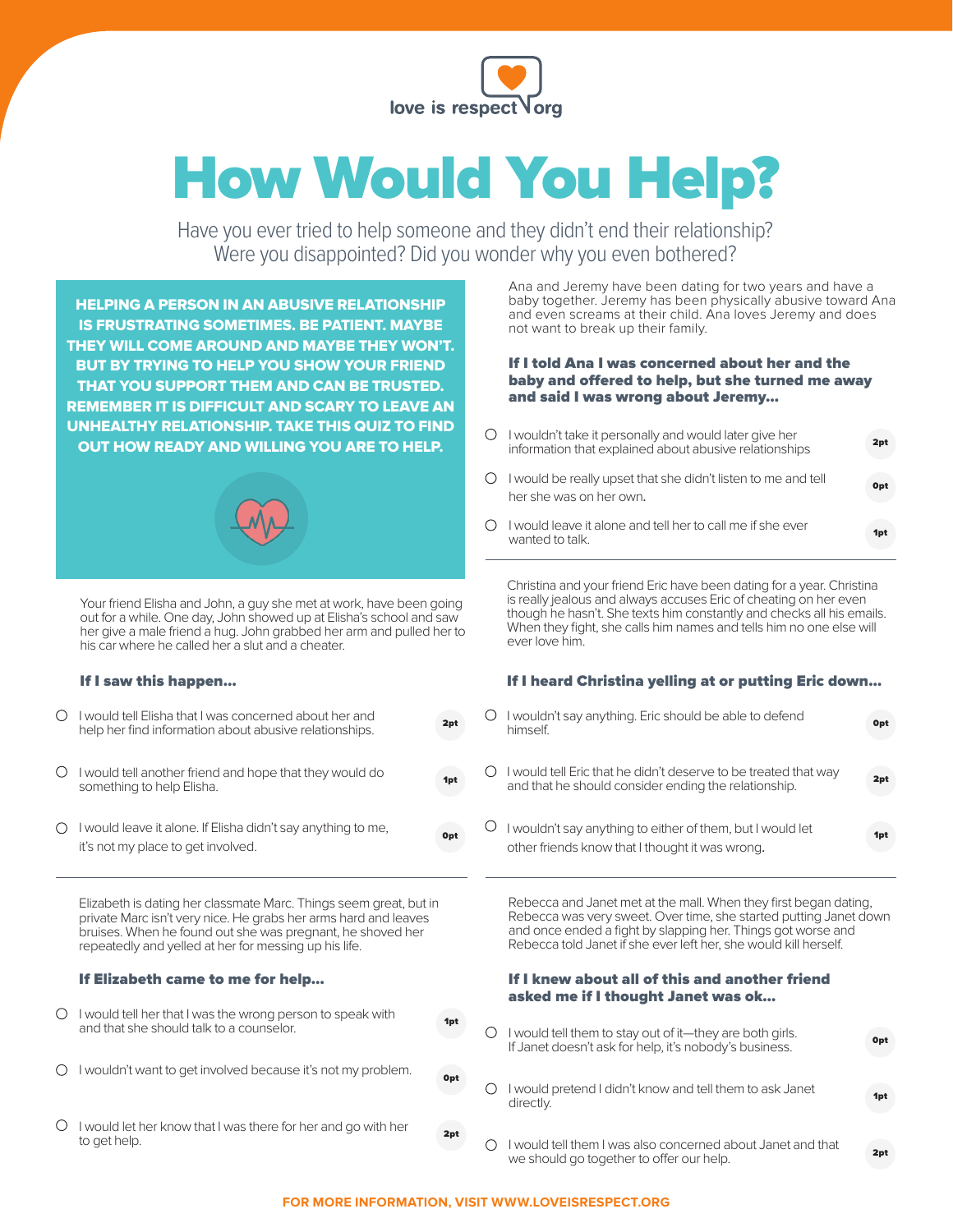love is respect .org

# How Would You Help?

Have you ever tried to help someone and they didn't end their relationship? Were you disappointed? Did you wonder why you even bothered?

**HELPING A PERSON IN AN ABUSIVE RELATIONSHIP IS FRUSTRATING SOMETIMES. BE PATIENT. MAYBE THEY WILL COME AROUND AND MAYBE THEY WON'T. BUT BY TRYING TO HELP YOU SHOW YOUR FRIEND THAT YOU SUPPORT THEM AND CAN BE TRUSTED. REMEMBER IT IS DIFFICULT AND SCARY TO LEAVE AN UNHEALTHY RELATIONSHIP. TAKE THIS QUIZ TO FIND OUT HOW READY AND WILLING YOU ARE TO HELP.**

Your friend Elisha and John, a guy she met at work, have been going out for a while. One day, John showed up at Elisha's school and saw her give a male friend a hug. John grabbed her arm and pulled her to his car where he called her a slut and a cheater.

### If I saw this happen...

- ○ I would tell Elisha that I was concerned about her and help her find information about abusive relationships. **2pt**
- ○ I would tell another friend and hope that they would do something to help Elisha. **1pt**
- ○ I would leave it alone. If Elisha didn't say anything to me, it's not my place to get involved. **0pt**

---

Elizabeth is dating her classmate Marc. Things seem great, but in private Marc isn't very nice. He grabs her arms hard and leaves bruises. When he found out she was pregnant, he shoved her repeatedly and yelled at her for messing up his life.

### If Elizabeth came to me for help...

- ○ I would tell her that I was the wrong person to speak with and that she should talk to a counselor. **1pt**
- ○ I wouldn't want to get involved because it's not my problem. **0pt**
- ○ I would let her know that I was there for her and go with her to get help. **2pt**

---

Ana and Jeremy have been dating for two years and have a baby together. Jeremy has been physically abusive toward Ana and even screams at their child. Ana loves Jeremy and does not want to break up their family.

### If I told Ana I was concerned about her and the baby and offered to help, but she turned me away and said I was wrong about Jeremy...

- ○ I wouldn't take it personally and would later give her information that explained about abusive relationships **2pt**
- ○ I would be really upset that she didn't listen to me and tell her she was on her own. **0pt**
- ○ I would leave it alone and tell her to call me if she ever wanted to talk. **1pt**

---

Christina and your friend Eric have been dating for a year. Christina is really jealous and always accuses Eric of cheating on her even though he hasn't. She texts him constantly and checks all his emails. When they fight, she calls him names and tells him no one else will ever love him.

### If I heard Christina yelling at or putting Eric down...

- ○ I wouldn't say anything. Eric should be able to defend himself. **0pt**
- ○ I would tell Eric that he didn't deserve to be treated that way and that he should consider ending the relationship. **2pt**
- ○ I wouldn't say anything to either of them, but I would let other friends know that I thought it was wrong. **1pt**

---

Rebecca and Janet met at the mall. When they first began dating, Rebecca was very sweet. Over time, she started putting Janet down and once ended a fight by slapping her. Things got worse and Rebecca told Janet if she ever left her, she would kill herself.

### If I knew about all of this and another friend asked me if I thought Janet was ok...

- ○ I would tell them to stay out of it—they are both girls. If Janet doesn't ask for help, it's nobody's business. **0pt**
- ○ I would pretend I didn't know and tell them to ask Janet directly. **1pt**
- ○ I would tell them I was also concerned about Janet and that we should go together to offer our help. **2pt**

**FOR MORE INFORMATION, VISIT WWW.LOVEISRESPECT.ORG**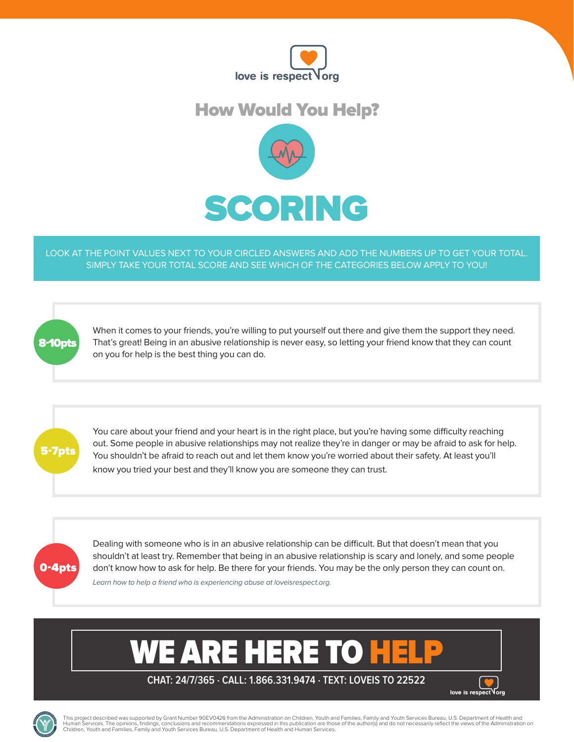love is respect.org

## How Would You Help?

# SCORING

LOOK AT THE POINT VALUES NEXT TO YOUR CIRCLED ANSWERS AND ADD THE NUMBERS UP TO GET YOUR TOTAL. SIMPLY TAKE YOUR TOTAL SCORE AND SEE WHICH OF THE CATEGORIES BELOW APPLY TO YOU!

**8-10pts**

When it comes to your friends, you're willing to put yourself out there and give them the support they need. That's great! Being in an abusive relationship is never easy, so letting your friend know that they can count on you for help is the best thing you can do.

**5-7pts**

You care about your friend and your heart is in the right place, but you're having some difficulty reaching out. Some people in abusive relationships may not realize they're in danger or may be afraid to ask for help. You shouldn't be afraid to reach out and let them know you're worried about their safety. At least you'll know you tried your best and they'll know you are someone they can trust.

**0-4pts**

Dealing with someone who is in an abusive relationship can be difficult. But that doesn't mean that you shouldn't at least try. Remember that being in an abusive relationship is scary and lonely, and some people don't know how to ask for help. Be there for your friends. You may be the only person they can count on.

*Learn how to help a friend who is experiencing abuse at loveisrespect.org.*

## WE ARE HERE TO HELP

**CHAT: 24/7/365 · CALL: 1.866.331.9474 · TEXT: LOVEIS TO 22522**

love is respect.org

This project described was supported by Grant Number 90EV0426 from the Administration on Children, Youth and Families, Family and Youth Services Bureau, U.S. Department of Health and Human Services. The opinions, findings, conclusions and recommendations expressed in this publication are those of the author(s) and do not necessarily reflect the views of the Administration on Children, Youth and Families, Family and Youth Services Bureau, U.S. Department of Health and Human Services.